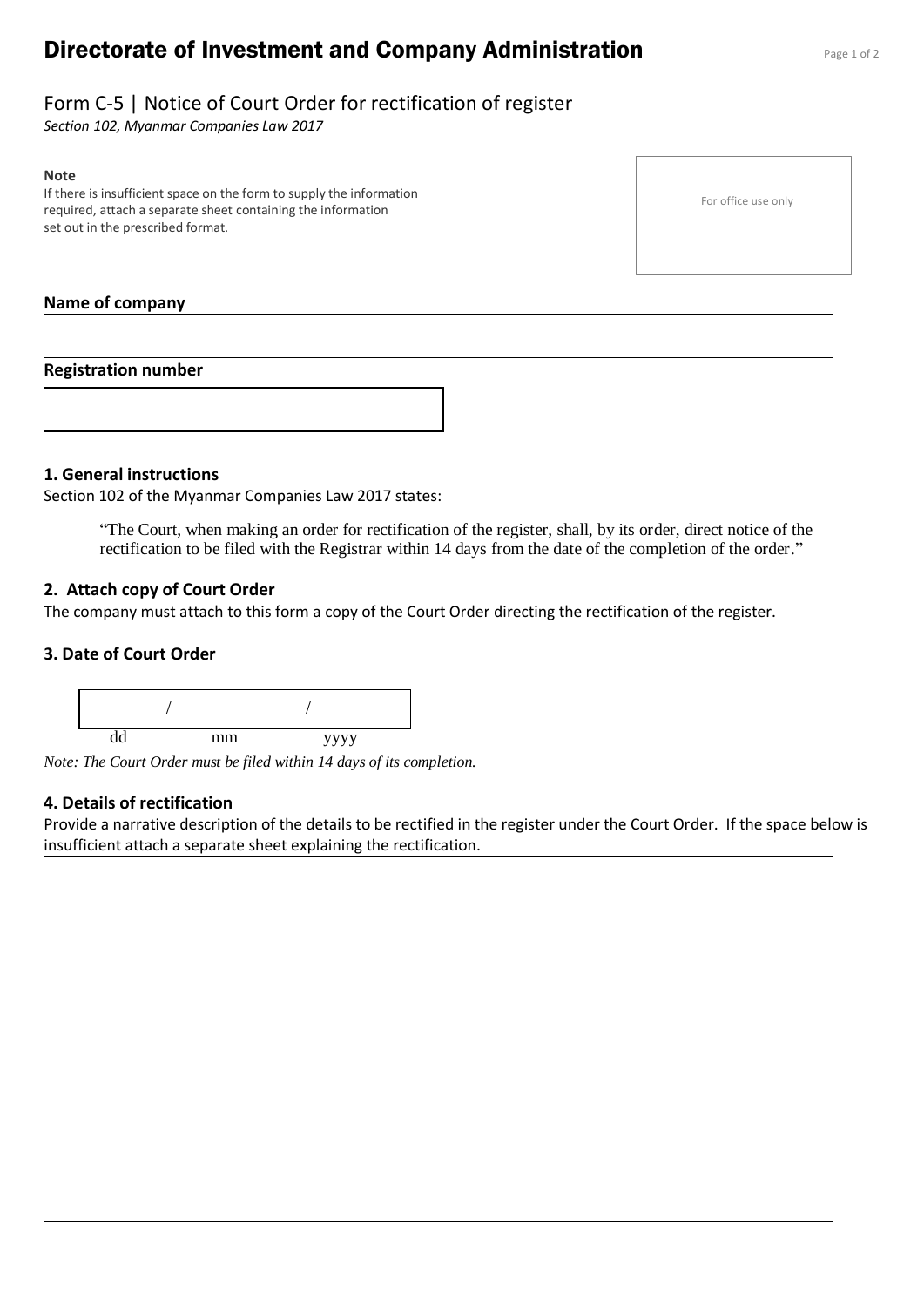# Directorate of Investment and Company Administration

## Form C-5 | Notice of Court Order for rectification of register

*Section 102, Myanmar Companies Law 2017*

**Note**

If there is insufficient space on the form to supply the information required, attach a separate sheet containing the information set out in the prescribed format.

For office use only

**Name of company**

**Registration number**

### 1. General instructions

Section 102 of the Myanmar Companies Law 2017 states:

> "The Court, when making an order for rectification of the register, shall, by its order, direct notice of the rectification to be filed with the Registrar within 14 days from the date of the completion of the order."

### 2. Attach copy of Court Order

The company must attach to this form a copy of the Court Order directing the rectification of the register.

### 3. Date of Court Order

/ /

dd mm yyyy

*Note: The Court Order must be filed within 14 days of its completion.*

### 4. Details of rectification

Provide a narrative description of the details to be rectified in the register under the Court Order. If the space below is insufficient attach a separate sheet explaining the rectification.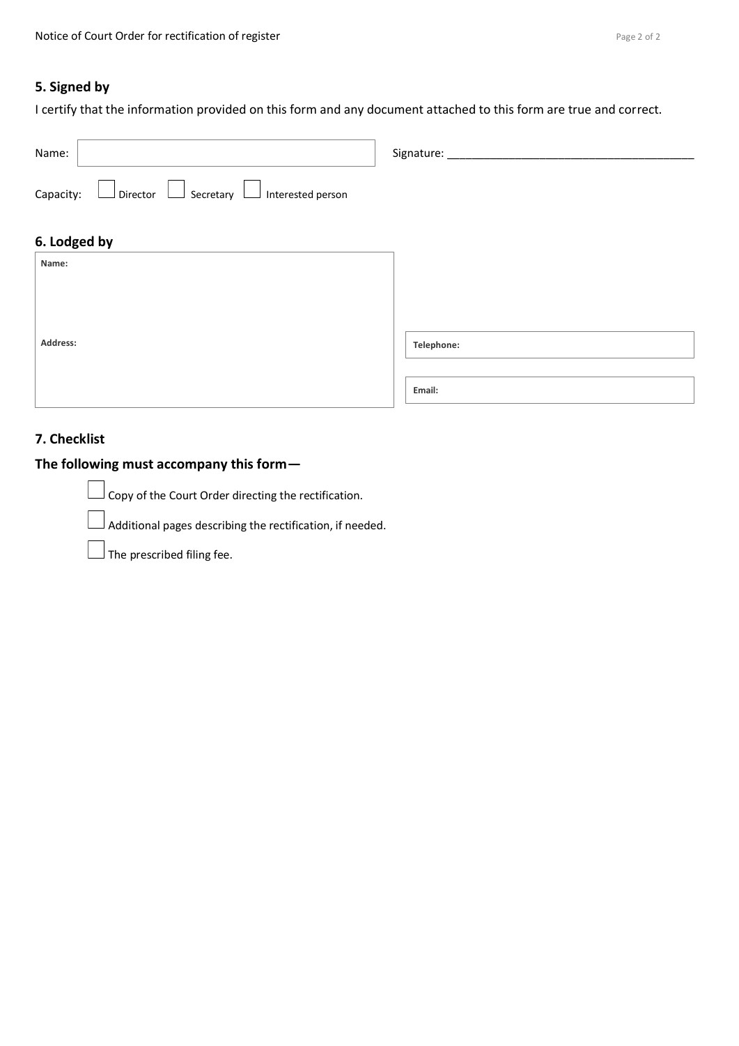## 5. Signed by

I certify that the information provided on this form and any document attached to this form are true and correct.

Name: 

Signature: ______________________________________

Capacity: ☐ Director ☐ Secretary ☐ Interested person

## 6. Lodged by

**Name:**

**Address:**

**Telephone:**

**Email:**

## 7. Checklist

### The following must accompany this form—

- ☐ Copy of the Court Order directing the rectification.
- ☐ Additional pages describing the rectification, if needed.
- ☐ The prescribed filing fee.